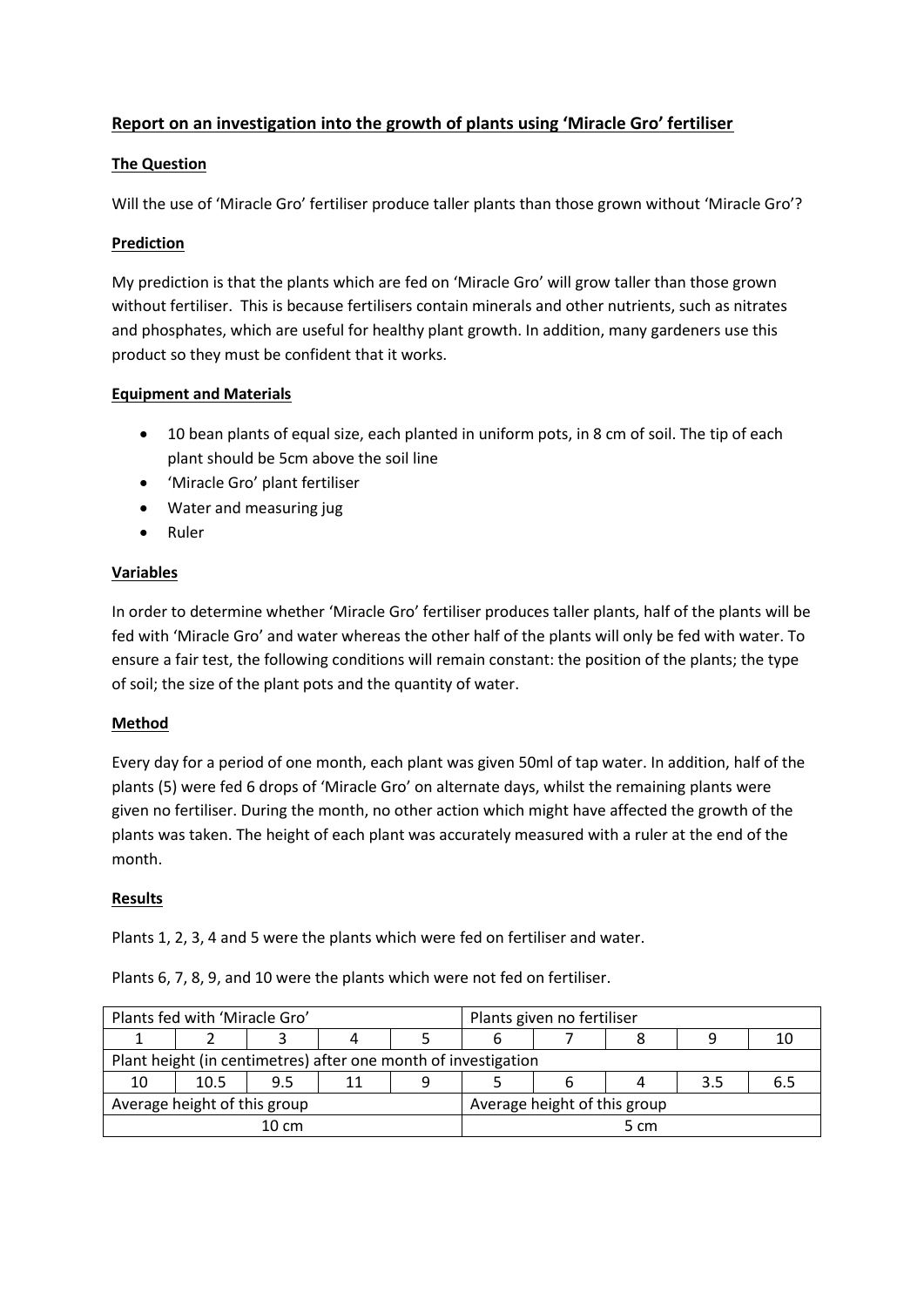## Report on an investigation into the growth of plants using 'Miracle Gro' fertiliser

### The Question

Will the use of 'Miracle Gro' fertiliser produce taller plants than those grown without 'Miracle Gro'?

### Prediction

My prediction is that the plants which are fed on 'Miracle Gro' will grow taller than those grown without fertiliser. This is because fertilisers contain minerals and other nutrients, such as nitrates and phosphates, which are useful for healthy plant growth. In addition, many gardeners use this product so they must be confident that it works.

### Equipment and Materials

- 10 bean plants of equal size, each planted in uniform pots, in 8 cm of soil. The tip of each plant should be 5cm above the soil line
- 'Miracle Gro' plant fertiliser
- Water and measuring jug
- Ruler

### Variables

In order to determine whether 'Miracle Gro' fertiliser produces taller plants, half of the plants will be fed with 'Miracle Gro' and water whereas the other half of the plants will only be fed with water. To ensure a fair test, the following conditions will remain constant: the position of the plants; the type of soil; the size of the plant pots and the quantity of water.

### Method

Every day for a period of one month, each plant was given 50ml of tap water. In addition, half of the plants (5) were fed 6 drops of 'Miracle Gro' on alternate days, whilst the remaining plants were given no fertiliser. During the month, no other action which might have affected the growth of the plants was taken. The height of each plant was accurately measured with a ruler at the end of the month.

### Results

Plants 1, 2, 3, 4 and 5 were the plants which were fed on fertiliser and water.

Plants 6, 7, 8, 9, and 10 were the plants which were not fed on fertiliser.

| Plants fed with 'Miracle Gro' | | | | | Plants given no fertiliser | | | | |
|---|---|---|---|---|---|---|---|---|---|
| 1 | 2 | 3 | 4 | 5 | 6 | 7 | 8 | 9 | 10 |
| Plant height (in centimetres) after one month of investigation | | | | | | | | | |
| 10 | 10.5 | 9.5 | 11 | 9 | 5 | 6 | 4 | 3.5 | 6.5 |
| Average height of this group | | | | | Average height of this group | | | | |
| 10 cm | | | | | 5 cm | | | | |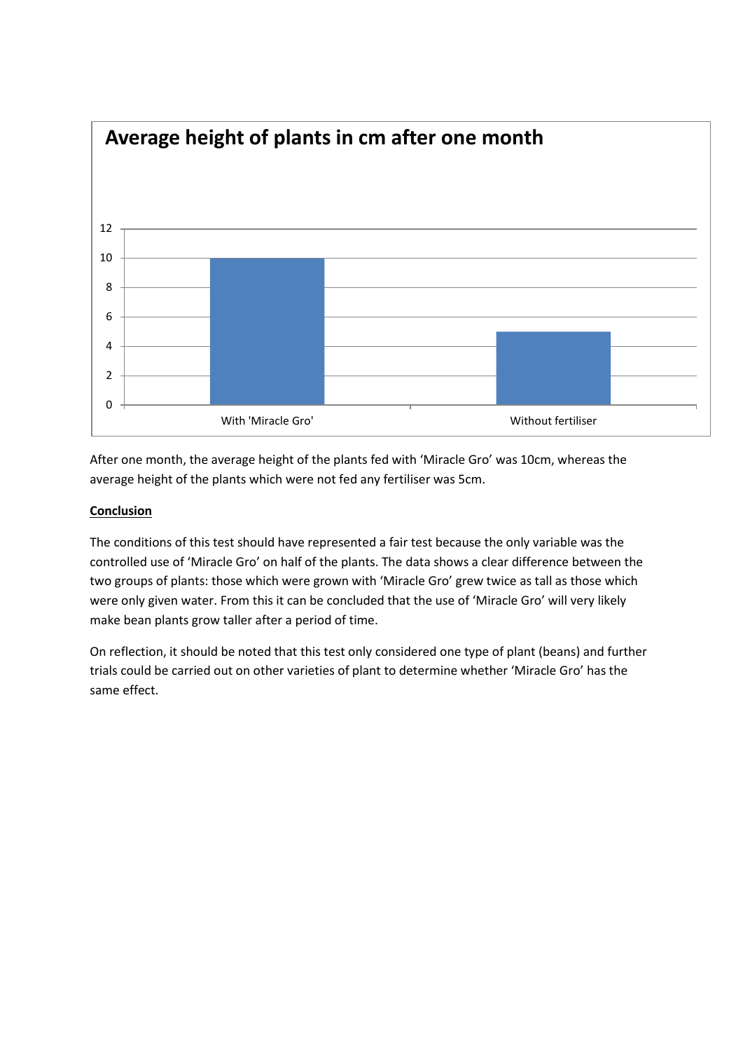**Average height of plants in cm after one month**

12
10
8
6
4
2
0

With 'Miracle Gro'
Without fertiliser

After one month, the average height of the plants fed with 'Miracle Gro' was 10cm, whereas the average height of the plants which were not fed any fertiliser was 5cm.

**Conclusion**

The conditions of this test should have represented a fair test because the only variable was the controlled use of 'Miracle Gro' on half of the plants. The data shows a clear difference between the two groups of plants: those which were grown with 'Miracle Gro' grew twice as tall as those which were only given water. From this it can be concluded that the use of 'Miracle Gro' will very likely make bean plants grow taller after a period of time.

On reflection, it should be noted that this test only considered one type of plant (beans) and further trials could be carried out on other varieties of plant to determine whether 'Miracle Gro' has the same effect.